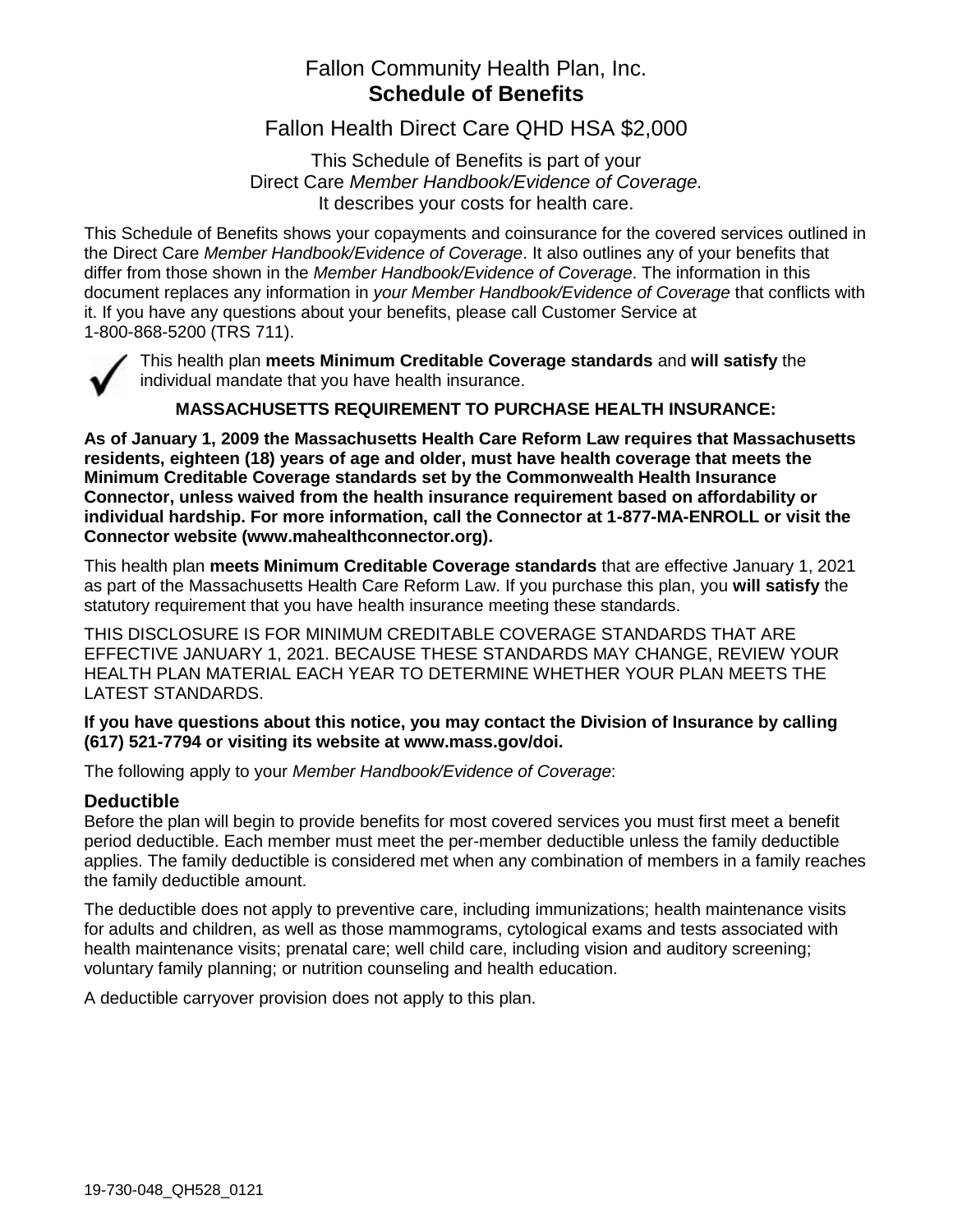# Fallon Community Health Plan, Inc.
# **Schedule of Benefits**

## Fallon Health Direct Care QHD HSA $2,000

This Schedule of Benefits is part of your
Direct Care *Member Handbook/Evidence of Coverage.*
It describes your costs for health care.

This Schedule of Benefits shows your copayments and coinsurance for the covered services outlined in the Direct Care *Member Handbook/Evidence of Coverage*. It also outlines any of your benefits that differ from those shown in the *Member Handbook/Evidence of Coverage*. The information in this document replaces any information in *your Member Handbook/Evidence of Coverage* that conflicts with it. If you have any questions about your benefits, please call Customer Service at 1-800-868-5200 (TRS 711).

✓ This health plan **meets Minimum Creditable Coverage standards** and **will satisfy** the individual mandate that you have health insurance.

**MASSACHUSETTS REQUIREMENT TO PURCHASE HEALTH INSURANCE:**

**As of January 1, 2009 the Massachusetts Health Care Reform Law requires that Massachusetts residents, eighteen (18) years of age and older, must have health coverage that meets the Minimum Creditable Coverage standards set by the Commonwealth Health Insurance Connector, unless waived from the health insurance requirement based on affordability or individual hardship. For more information, call the Connector at 1-877-MA-ENROLL or visit the Connector website (www.mahealthconnector.org).**

This health plan **meets Minimum Creditable Coverage standards** that are effective January 1, 2021 as part of the Massachusetts Health Care Reform Law. If you purchase this plan, you **will satisfy** the statutory requirement that you have health insurance meeting these standards.

THIS DISCLOSURE IS FOR MINIMUM CREDITABLE COVERAGE STANDARDS THAT ARE EFFECTIVE JANUARY 1, 2021. BECAUSE THESE STANDARDS MAY CHANGE, REVIEW YOUR HEALTH PLAN MATERIAL EACH YEAR TO DETERMINE WHETHER YOUR PLAN MEETS THE LATEST STANDARDS.

**If you have questions about this notice, you may contact the Division of Insurance by calling (617) 521-7794 or visiting its website at www.mass.gov/doi.**

The following apply to your *Member Handbook/Evidence of Coverage*:

### Deductible

Before the plan will begin to provide benefits for most covered services you must first meet a benefit period deductible. Each member must meet the per-member deductible unless the family deductible applies. The family deductible is considered met when any combination of members in a family reaches the family deductible amount.

The deductible does not apply to preventive care, including immunizations; health maintenance visits for adults and children, as well as those mammograms, cytological exams and tests associated with health maintenance visits; prenatal care; well child care, including vision and auditory screening; voluntary family planning; or nutrition counseling and health education.

A deductible carryover provision does not apply to this plan.

19-730-048_QH528_0121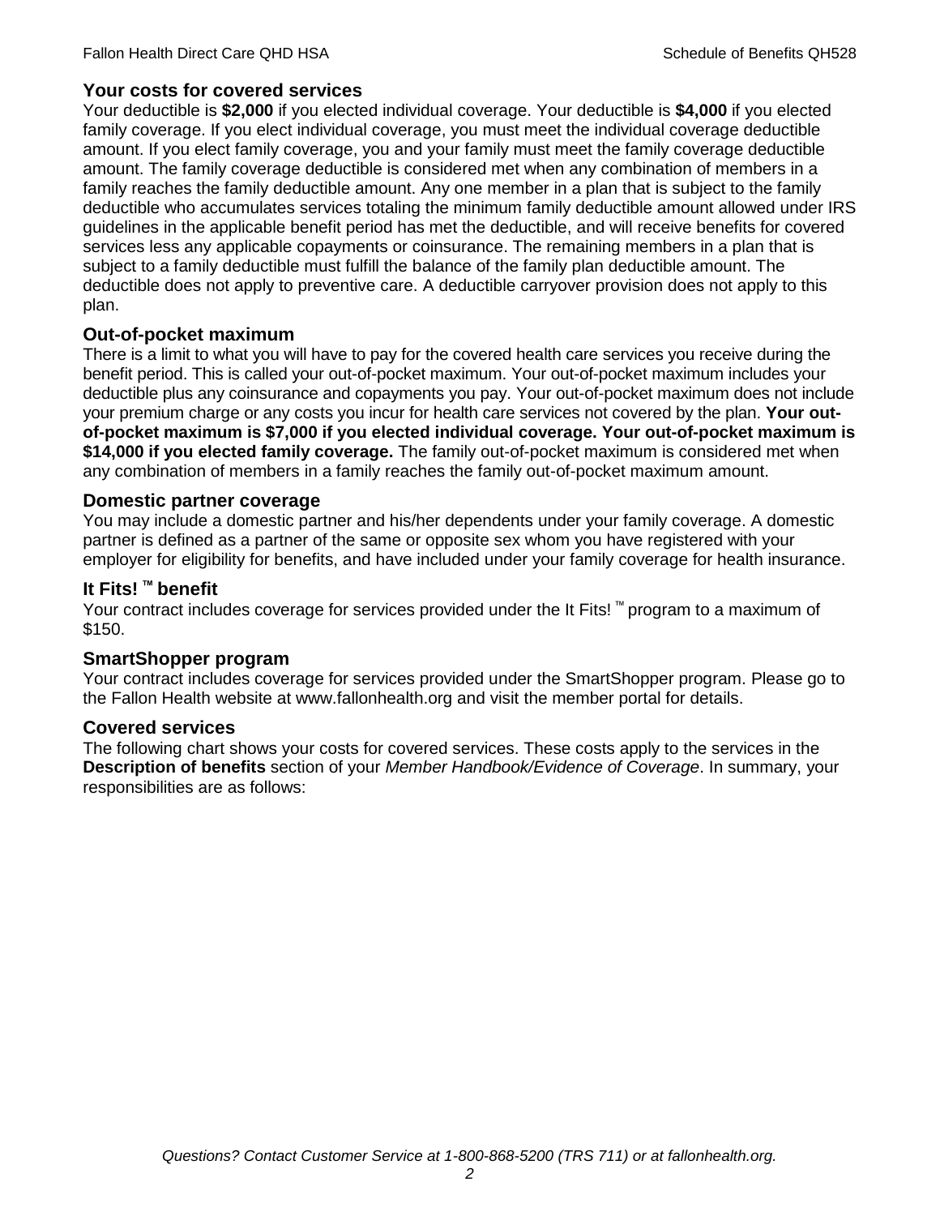## Your costs for covered services

Your deductible is **$2,000** if you elected individual coverage. Your deductible is **$4,000** if you elected family coverage. If you elect individual coverage, you must meet the individual coverage deductible amount. If you elect family coverage, you and your family must meet the family coverage deductible amount. The family coverage deductible is considered met when any combination of members in a family reaches the family deductible amount. Any one member in a plan that is subject to the family deductible who accumulates services totaling the minimum family deductible amount allowed under IRS guidelines in the applicable benefit period has met the deductible, and will receive benefits for covered services less any applicable copayments or coinsurance. The remaining members in a plan that is subject to a family deductible must fulfill the balance of the family plan deductible amount. The deductible does not apply to preventive care. A deductible carryover provision does not apply to this plan.

## Out-of-pocket maximum

There is a limit to what you will have to pay for the covered health care services you receive during the benefit period. This is called your out-of-pocket maximum. Your out-of-pocket maximum includes your deductible plus any coinsurance and copayments you pay. Your out-of-pocket maximum does not include your premium charge or any costs you incur for health care services not covered by the plan. **Your out-of-pocket maximum is $7,000 if you elected individual coverage. Your out-of-pocket maximum is $14,000 if you elected family coverage.** The family out-of-pocket maximum is considered met when any combination of members in a family reaches the family out-of-pocket maximum amount.

## Domestic partner coverage

You may include a domestic partner and his/her dependents under your family coverage. A domestic partner is defined as a partner of the same or opposite sex whom you have registered with your employer for eligibility for benefits, and have included under your family coverage for health insurance.

## It Fits! ™ benefit

Your contract includes coverage for services provided under the It Fits! ™ program to a maximum of $150.

## SmartShopper program

Your contract includes coverage for services provided under the SmartShopper program. Please go to the Fallon Health website at www.fallonhealth.org and visit the member portal for details.

## Covered services

The following chart shows your costs for covered services. These costs apply to the services in the **Description of benefits** section of your *Member Handbook/Evidence of Coverage*. In summary, your responsibilities are as follows: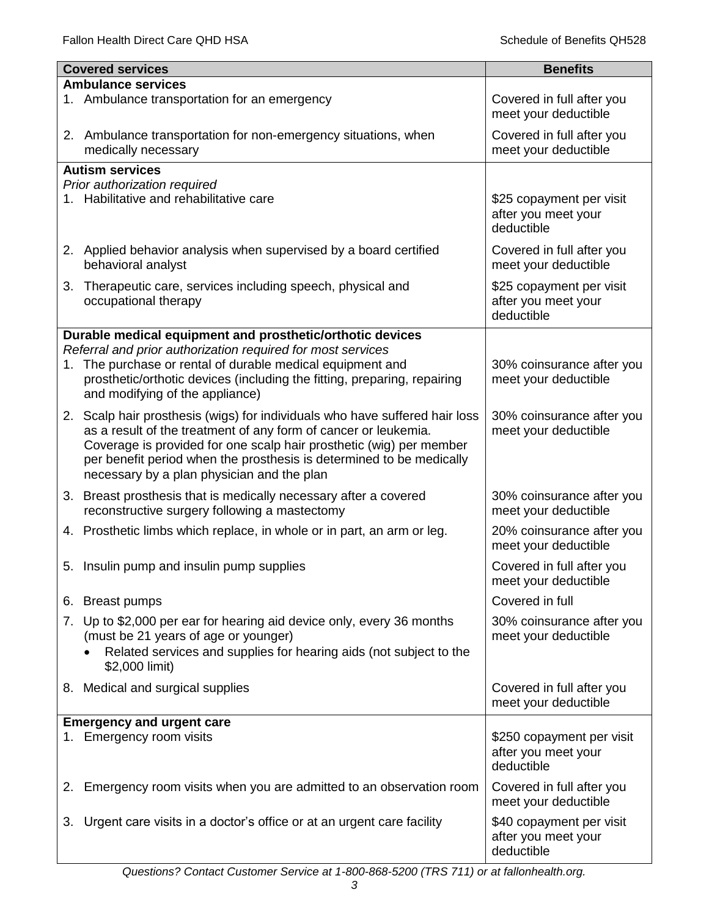| Covered services | Benefits |
| --- | --- |
| **Ambulance services** | |
| 1. Ambulance transportation for an emergency | Covered in full after you meet your deductible |
| 2. Ambulance transportation for non-emergency situations, when medically necessary | Covered in full after you meet your deductible |
| **Autism services** *Prior authorization required* | |
| 1. Habilitative and rehabilitative care | $25 copayment per visit after you meet your deductible |
| 2. Applied behavior analysis when supervised by a board certified behavioral analyst | Covered in full after you meet your deductible |
| 3. Therapeutic care, services including speech, physical and occupational therapy | $25 copayment per visit after you meet your deductible |
| **Durable medical equipment and prosthetic/orthotic devices** *Referral and prior authorization required for most services* | |
| 1. The purchase or rental of durable medical equipment and prosthetic/orthotic devices (including the fitting, preparing, repairing and modifying of the appliance) | 30% coinsurance after you meet your deductible |
| 2. Scalp hair prosthesis (wigs) for individuals who have suffered hair loss as a result of the treatment of any form of cancer or leukemia. Coverage is provided for one scalp hair prosthetic (wig) per member per benefit period when the prosthesis is determined to be medically necessary by a plan physician and the plan | 30% coinsurance after you meet your deductible |
| 3. Breast prosthesis that is medically necessary after a covered reconstructive surgery following a mastectomy | 30% coinsurance after you meet your deductible |
| 4. Prosthetic limbs which replace, in whole or in part, an arm or leg. | 20% coinsurance after you meet your deductible |
| 5. Insulin pump and insulin pump supplies | Covered in full after you meet your deductible |
| 6. Breast pumps | Covered in full |
| 7. Up to $2,000 per ear for hearing aid device only, every 36 months (must be 21 years of age or younger) • Related services and supplies for hearing aids (not subject to the $2,000 limit) | 30% coinsurance after you meet your deductible |
| 8. Medical and surgical supplies | Covered in full after you meet your deductible |
| **Emergency and urgent care** | |
| 1. Emergency room visits | $250 copayment per visit after you meet your deductible |
| 2. Emergency room visits when you are admitted to an observation room | Covered in full after you meet your deductible |
| 3. Urgent care visits in a doctor's office or at an urgent care facility | $40 copayment per visit after you meet your deductible |

*Questions? Contact Customer Service at 1-800-868-5200 (TRS 711) or at fallonhealth.org.*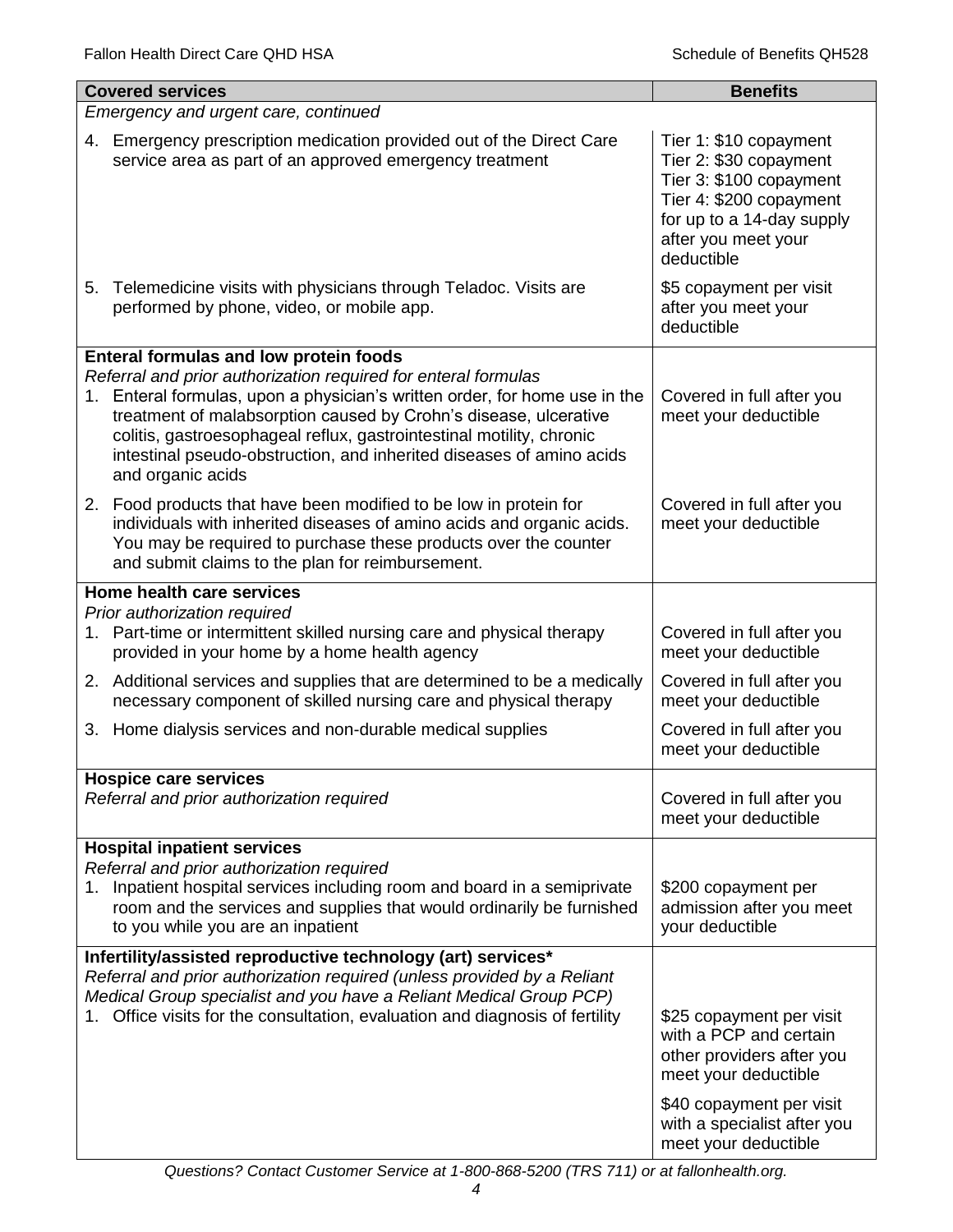| Covered services | Benefits |
| --- | --- |
| *Emergency and urgent care, continued* | |
| 4. Emergency prescription medication provided out of the Direct Care service area as part of an approved emergency treatment | Tier 1: $10 copayment<br>Tier 2: $30 copayment<br>Tier 3: $100 copayment<br>Tier 4: $200 copayment<br>for up to a 14-day supply after you meet your deductible |
| 5. Telemedicine visits with physicians through Teladoc. Visits are performed by phone, video, or mobile app. | $5 copayment per visit after you meet your deductible |
| **Enteral formulas and low protein foods**<br>*Referral and prior authorization required for enteral formulas* | |
| 1. Enteral formulas, upon a physician's written order, for home use in the treatment of malabsorption caused by Crohn's disease, ulcerative colitis, gastroesophageal reflux, gastrointestinal motility, chronic intestinal pseudo-obstruction, and inherited diseases of amino acids and organic acids | Covered in full after you meet your deductible |
| 2. Food products that have been modified to be low in protein for individuals with inherited diseases of amino acids and organic acids. You may be required to purchase these products over the counter and submit claims to the plan for reimbursement. | Covered in full after you meet your deductible |
| **Home health care services**<br>*Prior authorization required* | |
| 1. Part-time or intermittent skilled nursing care and physical therapy provided in your home by a home health agency | Covered in full after you meet your deductible |
| 2. Additional services and supplies that are determined to be a medically necessary component of skilled nursing care and physical therapy | Covered in full after you meet your deductible |
| 3. Home dialysis services and non-durable medical supplies | Covered in full after you meet your deductible |
| **Hospice care services**<br>*Referral and prior authorization required* | Covered in full after you meet your deductible |
| **Hospital inpatient services**<br>*Referral and prior authorization required* | |
| 1. Inpatient hospital services including room and board in a semiprivate room and the services and supplies that would ordinarily be furnished to you while you are an inpatient | $200 copayment per admission after you meet your deductible |
| **Infertility/assisted reproductive technology (art) services***<br>*Referral and prior authorization required (unless provided by a Reliant Medical Group specialist and you have a Reliant Medical Group PCP)* | |
| 1. Office visits for the consultation, evaluation and diagnosis of fertility | $25 copayment per visit with a PCP and certain other providers after you meet your deductible<br><br>$40 copayment per visit with a specialist after you meet your deductible |

*Questions? Contact Customer Service at 1-800-868-5200 (TRS 711) or at fallonhealth.org.*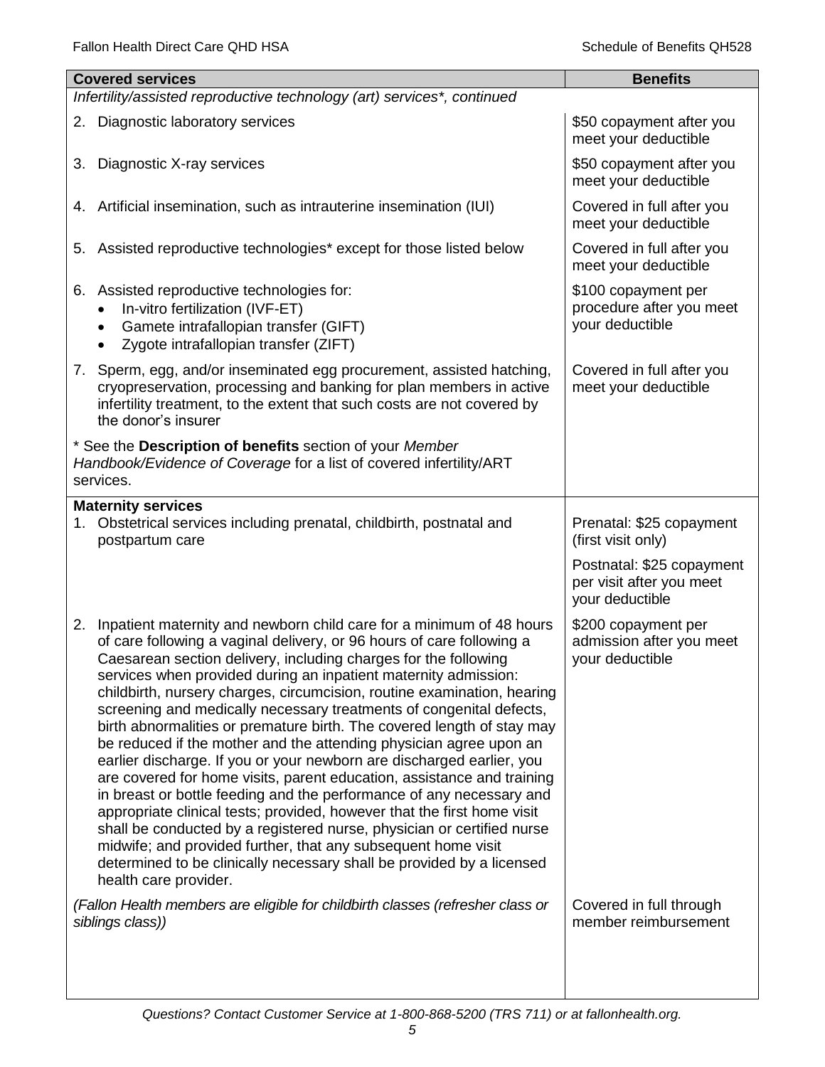| Covered services | Benefits |
|---|---|
| *Infertility/assisted reproductive technology (art) services*\*, *continued* | |
| 2. Diagnostic laboratory services | $50 copayment after you meet your deductible |
| 3. Diagnostic X-ray services | $50 copayment after you meet your deductible |
| 4. Artificial insemination, such as intrauterine insemination (IUI) | Covered in full after you meet your deductible |
| 5. Assisted reproductive technologies* except for those listed below | Covered in full after you meet your deductible |
| 6. Assisted reproductive technologies for: <br>• In-vitro fertilization (IVF-ET) <br>• Gamete intrafallopian transfer (GIFT) <br>• Zygote intrafallopian transfer (ZIFT) | $100 copayment per procedure after you meet your deductible |
| 7. Sperm, egg, and/or inseminated egg procurement, assisted hatching, cryopreservation, processing and banking for plan members in active infertility treatment, to the extent that such costs are not covered by the donor's insurer | Covered in full after you meet your deductible |
| * See the **Description of benefits** section of your *Member Handbook/Evidence of Coverage* for a list of covered infertility/ART services. | |
| **Maternity services** <br>1. Obstetrical services including prenatal, childbirth, postnatal and postpartum care | Prenatal: $25 copayment (first visit only) |
| | Postnatal: $25 copayment per visit after you meet your deductible |
| 2. Inpatient maternity and newborn child care for a minimum of 48 hours of care following a vaginal delivery, or 96 hours of care following a Caesarean section delivery, including charges for the following services when provided during an inpatient maternity admission: childbirth, nursery charges, circumcision, routine examination, hearing screening and medically necessary treatments of congenital defects, birth abnormalities or premature birth. The covered length of stay may be reduced if the mother and the attending physician agree upon an earlier discharge. If you or your newborn are discharged earlier, you are covered for home visits, parent education, assistance and training in breast or bottle feeding and the performance of any necessary and appropriate clinical tests; provided, however that the first home visit shall be conducted by a registered nurse, physician or certified nurse midwife; and provided further, that any subsequent home visit determined to be clinically necessary shall be provided by a licensed health care provider. | $200 copayment per admission after you meet your deductible |
| *(Fallon Health members are eligible for childbirth classes (refresher class or siblings class))* | Covered in full through member reimbursement |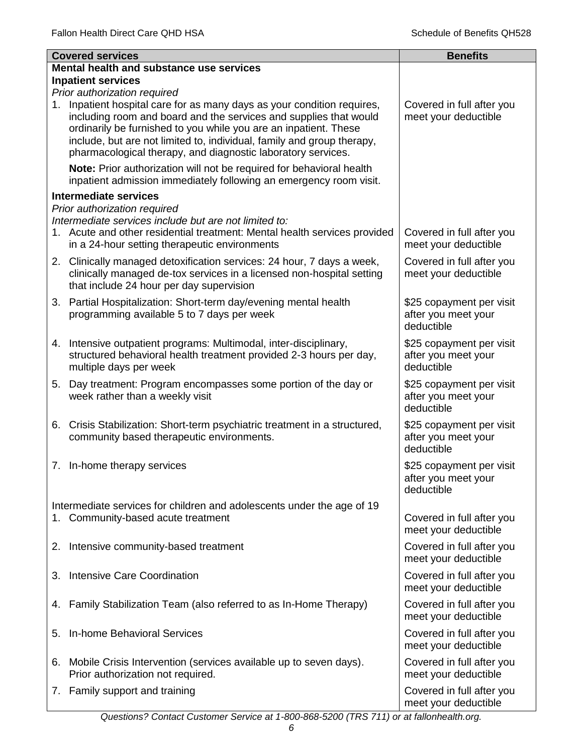| Covered services | Benefits |
|---|---|
| **Mental health and substance use services** | |
| **Inpatient services** | |
| *Prior authorization required* | |
| 1. Inpatient hospital care for as many days as your condition requires, including room and board and the services and supplies that would ordinarily be furnished to you while you are an inpatient. These include, but are not limited to, individual, family and group therapy, pharmacological therapy, and diagnostic laboratory services. | Covered in full after you meet your deductible |
| **Note:** Prior authorization will not be required for behavioral health inpatient admission immediately following an emergency room visit. | |
| **Intermediate services** | |
| *Prior authorization required* | |
| *Intermediate services include but are not limited to:* | |
| 1. Acute and other residential treatment: Mental health services provided in a 24-hour setting therapeutic environments | Covered in full after you meet your deductible |
| 2. Clinically managed detoxification services: 24 hour, 7 days a week, clinically managed de-tox services in a licensed non-hospital setting that include 24 hour per day supervision | Covered in full after you meet your deductible |
| 3. Partial Hospitalization: Short-term day/evening mental health programming available 5 to 7 days per week | $25 copayment per visit after you meet your deductible |
| 4. Intensive outpatient programs: Multimodal, inter-disciplinary, structured behavioral health treatment provided 2-3 hours per day, multiple days per week | $25 copayment per visit after you meet your deductible |
| 5. Day treatment: Program encompasses some portion of the day or week rather than a weekly visit | $25 copayment per visit after you meet your deductible |
| 6. Crisis Stabilization: Short-term psychiatric treatment in a structured, community based therapeutic environments. | $25 copayment per visit after you meet your deductible |
| 7. In-home therapy services | $25 copayment per visit after you meet your deductible |
| Intermediate services for children and adolescents under the age of 19 | |
| 1. Community-based acute treatment | Covered in full after you meet your deductible |
| 2. Intensive community-based treatment | Covered in full after you meet your deductible |
| 3. Intensive Care Coordination | Covered in full after you meet your deductible |
| 4. Family Stabilization Team (also referred to as In-Home Therapy) | Covered in full after you meet your deductible |
| 5. In-home Behavioral Services | Covered in full after you meet your deductible |
| 6. Mobile Crisis Intervention (services available up to seven days). Prior authorization not required. | Covered in full after you meet your deductible |
| 7. Family support and training | Covered in full after you meet your deductible |

*Questions? Contact Customer Service at 1-800-868-5200 (TRS 711) or at fallonhealth.org.*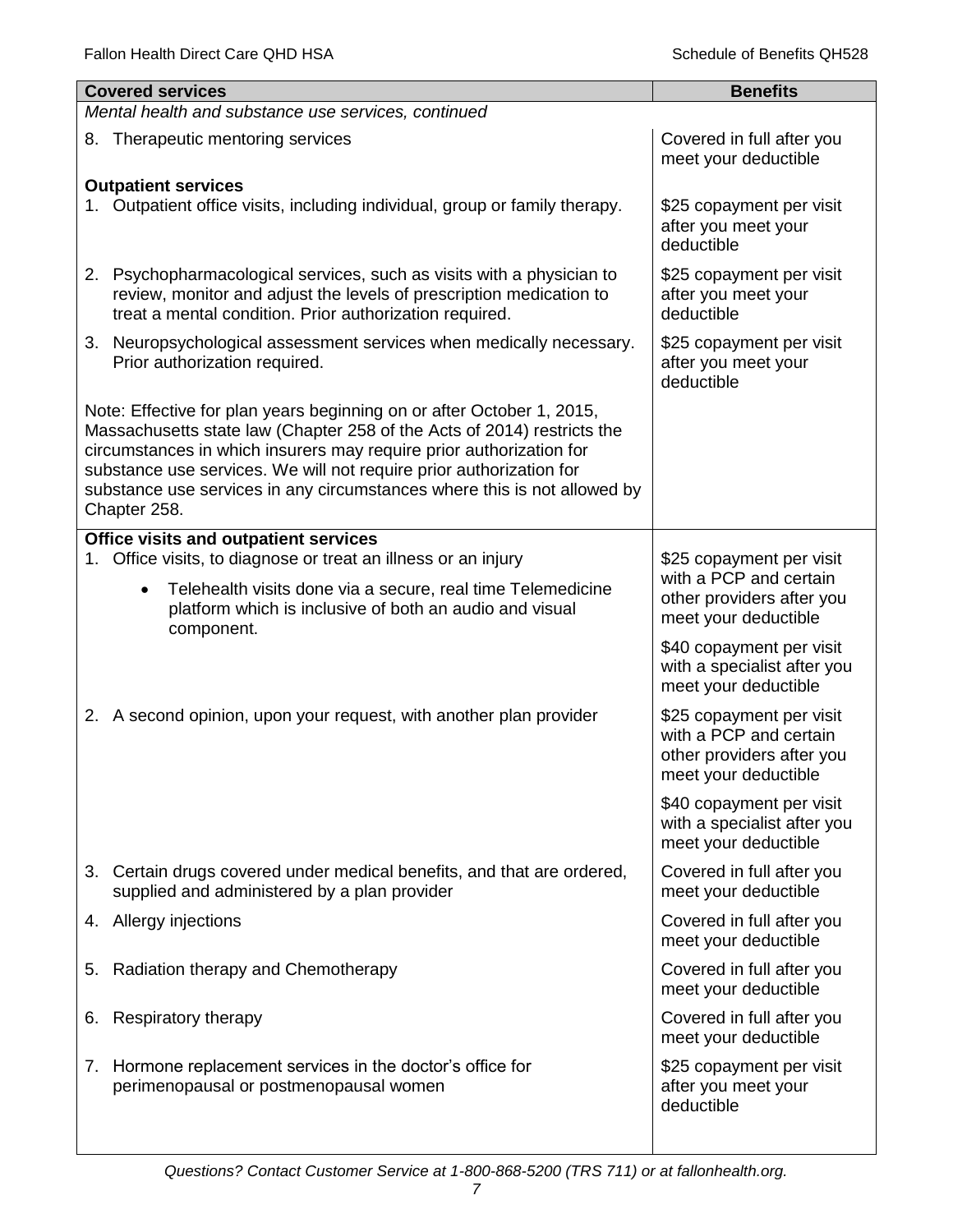| Covered services | Benefits |
|---|---|
| *Mental health and substance use services, continued* | |
| 8. Therapeutic mentoring services | Covered in full after you meet your deductible |
| **Outpatient services** | |
| 1. Outpatient office visits, including individual, group or family therapy. | $25 copayment per visit after you meet your deductible |
| 2. Psychopharmacological services, such as visits with a physician to review, monitor and adjust the levels of prescription medication to treat a mental condition. Prior authorization required. | $25 copayment per visit after you meet your deductible |
| 3. Neuropsychological assessment services when medically necessary. Prior authorization required. | $25 copayment per visit after you meet your deductible |
| Note: Effective for plan years beginning on or after October 1, 2015, Massachusetts state law (Chapter 258 of the Acts of 2014) restricts the circumstances in which insurers may require prior authorization for substance use services. We will not require prior authorization for substance use services in any circumstances where this is not allowed by Chapter 258. | |
| **Office visits and outpatient services** | |
| 1. Office visits, to diagnose or treat an illness or an injury<br>• Telehealth visits done via a secure, real time Telemedicine platform which is inclusive of both an audio and visual component. | $25 copayment per visit with a PCP and certain other providers after you meet your deductible<br><br>$40 copayment per visit with a specialist after you meet your deductible |
| 2. A second opinion, upon your request, with another plan provider | $25 copayment per visit with a PCP and certain other providers after you meet your deductible<br><br>$40 copayment per visit with a specialist after you meet your deductible |
| 3. Certain drugs covered under medical benefits, and that are ordered, supplied and administered by a plan provider | Covered in full after you meet your deductible |
| 4. Allergy injections | Covered in full after you meet your deductible |
| 5. Radiation therapy and Chemotherapy | Covered in full after you meet your deductible |
| 6. Respiratory therapy | Covered in full after you meet your deductible |
| 7. Hormone replacement services in the doctor's office for perimenopausal or postmenopausal women | $25 copayment per visit after you meet your deductible |

*Questions? Contact Customer Service at 1-800-868-5200 (TRS 711) or at fallonhealth.org.*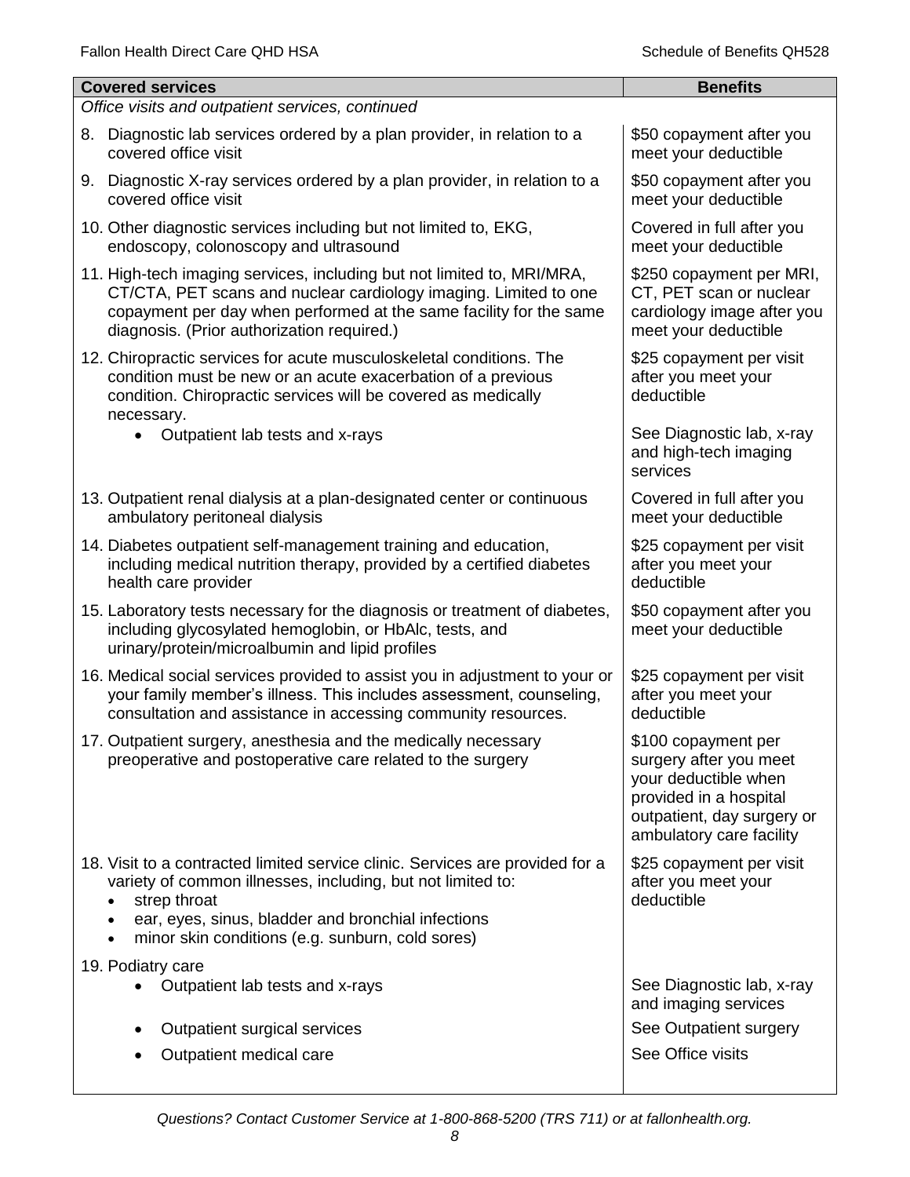| Covered services | Benefits |
|---|---|
| *Office visits and outpatient services, continued* | |
| 8. Diagnostic lab services ordered by a plan provider, in relation to a covered office visit | $50 copayment after you meet your deductible |
| 9. Diagnostic X-ray services ordered by a plan provider, in relation to a covered office visit | $50 copayment after you meet your deductible |
| 10. Other diagnostic services including but not limited to, EKG, endoscopy, colonoscopy and ultrasound | Covered in full after you meet your deductible |
| 11. High-tech imaging services, including but not limited to, MRI/MRA, CT/CTA, PET scans and nuclear cardiology imaging. Limited to one copayment per day when performed at the same facility for the same diagnosis. (Prior authorization required.) | $250 copayment per MRI, CT, PET scan or nuclear cardiology image after you meet your deductible |
| 12. Chiropractic services for acute musculoskeletal conditions. The condition must be new or an acute exacerbation of a previous condition. Chiropractic services will be covered as medically necessary. | $25 copayment per visit after you meet your deductible |
| • Outpatient lab tests and x-rays | See Diagnostic lab, x-ray and high-tech imaging services |
| 13. Outpatient renal dialysis at a plan-designated center or continuous ambulatory peritoneal dialysis | Covered in full after you meet your deductible |
| 14. Diabetes outpatient self-management training and education, including medical nutrition therapy, provided by a certified diabetes health care provider | $25 copayment per visit after you meet your deductible |
| 15. Laboratory tests necessary for the diagnosis or treatment of diabetes, including glycosylated hemoglobin, or HbAlc, tests, and urinary/protein/microalbumin and lipid profiles | $50 copayment after you meet your deductible |
| 16. Medical social services provided to assist you in adjustment to your or your family member's illness. This includes assessment, counseling, consultation and assistance in accessing community resources. | $25 copayment per visit after you meet your deductible |
| 17. Outpatient surgery, anesthesia and the medically necessary preoperative and postoperative care related to the surgery | $100 copayment per surgery after you meet your deductible when provided in a hospital outpatient, day surgery or ambulatory care facility |
| 18. Visit to a contracted limited service clinic. Services are provided for a variety of common illnesses, including, but not limited to: <br>• strep throat <br>• ear, eyes, sinus, bladder and bronchial infections <br>• minor skin conditions (e.g. sunburn, cold sores) | $25 copayment per visit after you meet your deductible |
| 19. Podiatry care | |
| • Outpatient lab tests and x-rays | See Diagnostic lab, x-ray and imaging services |
| • Outpatient surgical services | See Outpatient surgery |
| • Outpatient medical care | See Office visits |

*Questions? Contact Customer Service at 1-800-868-5200 (TRS 711) or at fallonhealth.org.*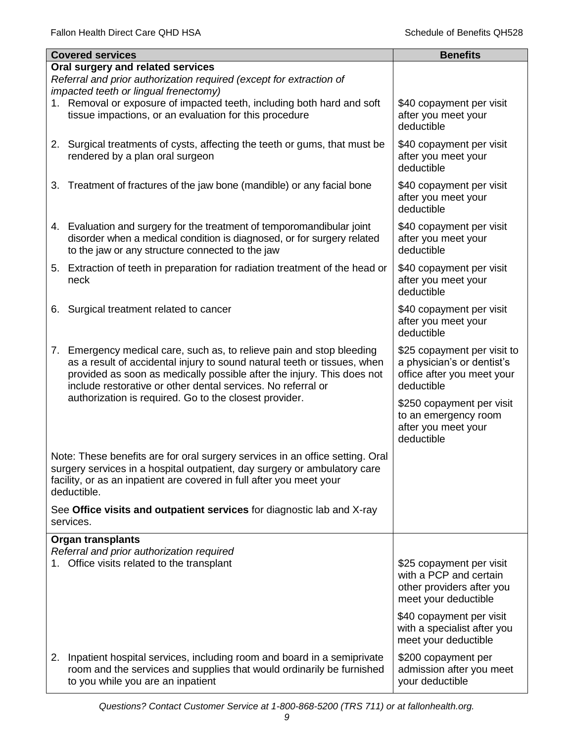| Covered services | Benefits |
|---|---|
| **Oral surgery and related services**<br>*Referral and prior authorization required (except for extraction of impacted teeth or lingual frenectomy)* | |
| 1. Removal or exposure of impacted teeth, including both hard and soft tissue impactions, or an evaluation for this procedure | $40 copayment per visit after you meet your deductible |
| 2. Surgical treatments of cysts, affecting the teeth or gums, that must be rendered by a plan oral surgeon | $40 copayment per visit after you meet your deductible |
| 3. Treatment of fractures of the jaw bone (mandible) or any facial bone | $40 copayment per visit after you meet your deductible |
| 4. Evaluation and surgery for the treatment of temporomandibular joint disorder when a medical condition is diagnosed, or for surgery related to the jaw or any structure connected to the jaw | $40 copayment per visit after you meet your deductible |
| 5. Extraction of teeth in preparation for radiation treatment of the head or neck | $40 copayment per visit after you meet your deductible |
| 6. Surgical treatment related to cancer | $40 copayment per visit after you meet your deductible |
| 7. Emergency medical care, such as, to relieve pain and stop bleeding as a result of accidental injury to sound natural teeth or tissues, when provided as soon as medically possible after the injury. This does not include restorative or other dental services. No referral or authorization is required. Go to the closest provider. | $25 copayment per visit to a physician's or dentist's office after you meet your deductible<br><br>$250 copayment per visit to an emergency room after you meet your deductible |
| Note: These benefits are for oral surgery services in an office setting. Oral surgery services in a hospital outpatient, day surgery or ambulatory care facility, or as an inpatient are covered in full after you meet your deductible.<br><br>See **Office visits and outpatient services** for diagnostic lab and X-ray services. | |
| **Organ transplants**<br>*Referral and prior authorization required* | |
| 1. Office visits related to the transplant | $25 copayment per visit with a PCP and certain other providers after you meet your deductible<br><br>$40 copayment per visit with a specialist after you meet your deductible |
| 2. Inpatient hospital services, including room and board in a semiprivate room and the services and supplies that would ordinarily be furnished to you while you are an inpatient | $200 copayment per admission after you meet your deductible |

*Questions? Contact Customer Service at 1-800-868-5200 (TRS 711) or at fallonhealth.org.*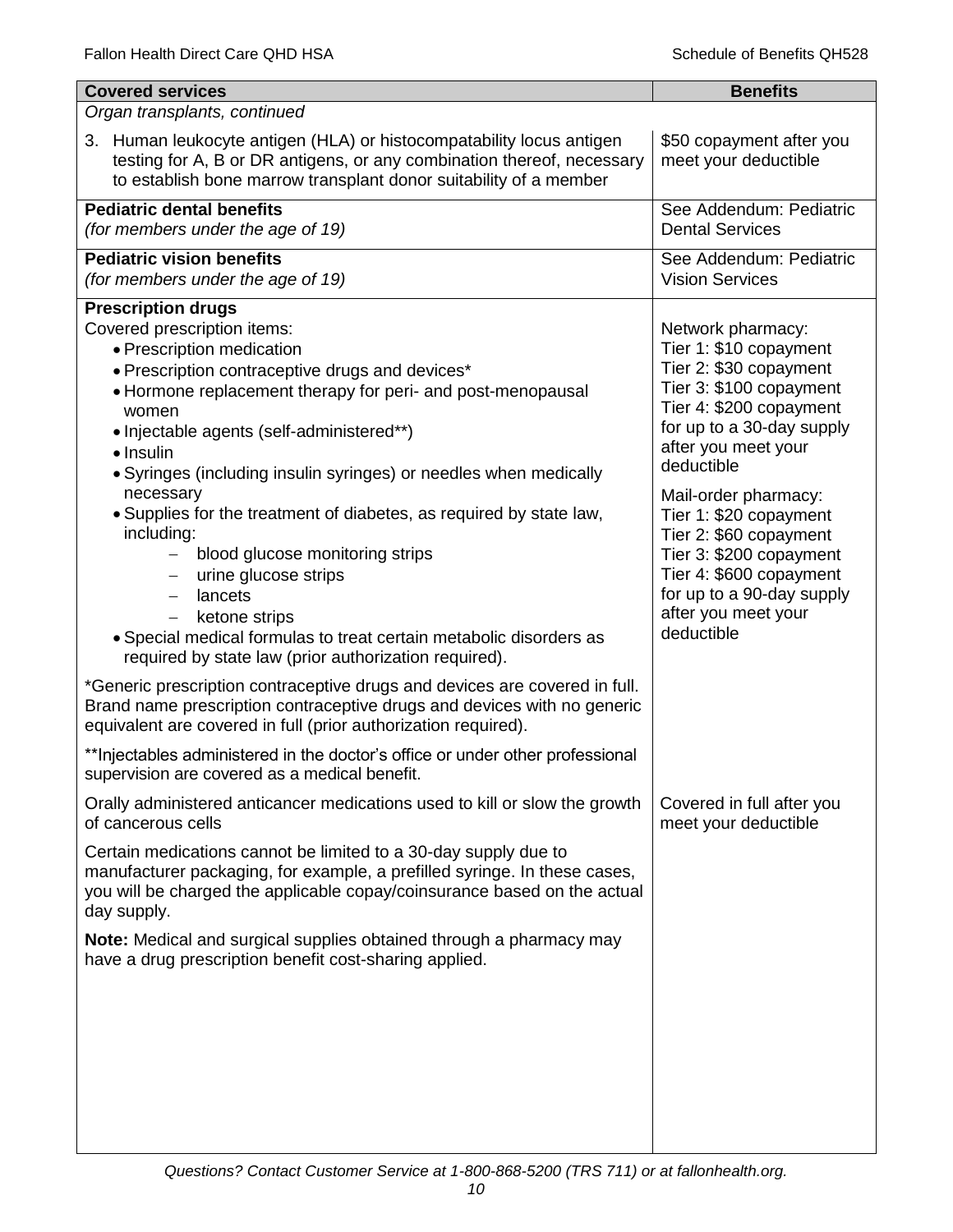| Covered services | Benefits |
|---|---|
| *Organ transplants, continued* | |
| 3. Human leukocyte antigen (HLA) or histocompatability locus antigen testing for A, B or DR antigens, or any combination thereof, necessary to establish bone marrow transplant donor suitability of a member | $50 copayment after you meet your deductible |
| **Pediatric dental benefits**<br>*(for members under the age of 19)* | See Addendum: Pediatric Dental Services |
| **Pediatric vision benefits**<br>*(for members under the age of 19)* | See Addendum: Pediatric Vision Services |
| **Prescription drugs**<br>Covered prescription items:<br>• Prescription medication<br>• Prescription contraceptive drugs and devices*<br>• Hormone replacement therapy for peri- and post-menopausal women<br>• Injectable agents (self-administered**)<br>• Insulin<br>• Syringes (including insulin syringes) or needles when medically necessary<br>• Supplies for the treatment of diabetes, as required by state law, including:<br>– blood glucose monitoring strips<br>– urine glucose strips<br>– lancets<br>– ketone strips<br>• Special medical formulas to treat certain metabolic disorders as required by state law (prior authorization required).<br><br>*Generic prescription contraceptive drugs and devices are covered in full. Brand name prescription contraceptive drugs and devices with no generic equivalent are covered in full (prior authorization required).<br><br>**Injectables administered in the doctor's office or under other professional supervision are covered as a medical benefit. | Network pharmacy:<br>Tier 1: $10 copayment<br>Tier 2: $30 copayment<br>Tier 3: $100 copayment<br>Tier 4: $200 copayment<br>for up to a 30-day supply after you meet your deductible<br><br>Mail-order pharmacy:<br>Tier 1: $20 copayment<br>Tier 2: $60 copayment<br>Tier 3: $200 copayment<br>Tier 4: $600 copayment<br>for up to a 90-day supply after you meet your deductible |
| Orally administered anticancer medications used to kill or slow the growth of cancerous cells<br><br>Certain medications cannot be limited to a 30-day supply due to manufacturer packaging, for example, a prefilled syringe. In these cases, you will be charged the applicable copay/coinsurance based on the actual day supply.<br><br>**Note:** Medical and surgical supplies obtained through a pharmacy may have a drug prescription benefit cost-sharing applied. | Covered in full after you meet your deductible |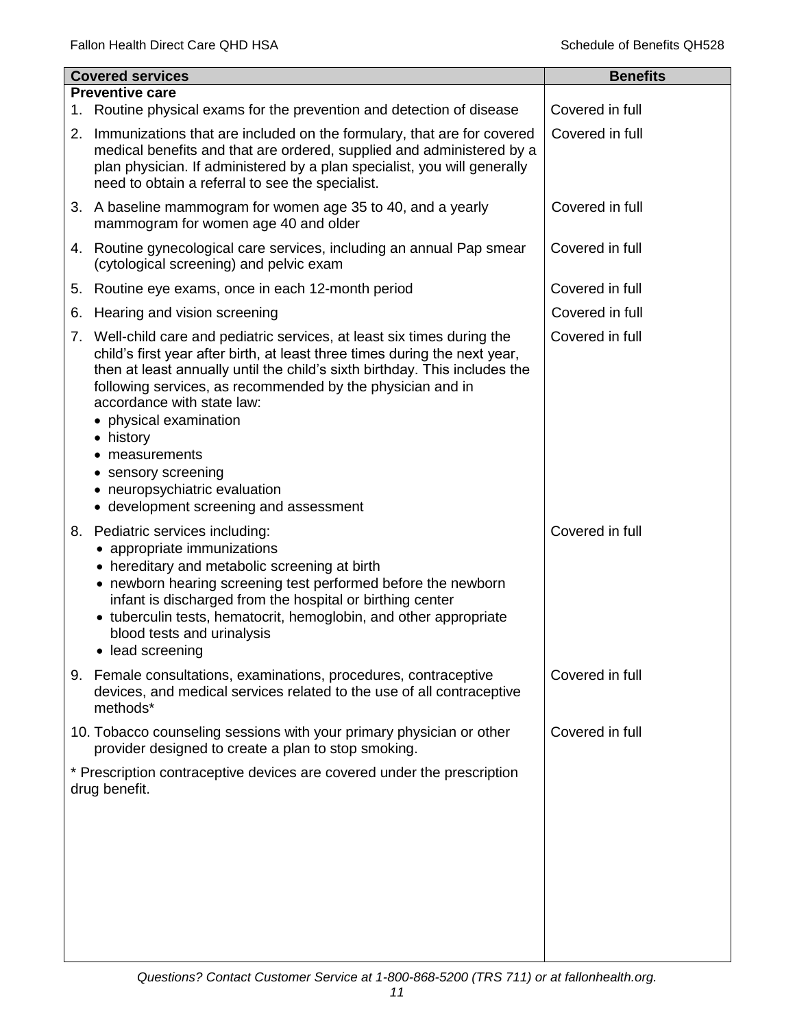| Covered services | Benefits |
|---|---|
| **Preventive care** | |
| 1. Routine physical exams for the prevention and detection of disease | Covered in full |
| 2. Immunizations that are included on the formulary, that are for covered medical benefits and that are ordered, supplied and administered by a plan physician. If administered by a plan specialist, you will generally need to obtain a referral to see the specialist. | Covered in full |
| 3. A baseline mammogram for women age 35 to 40, and a yearly mammogram for women age 40 and older | Covered in full |
| 4. Routine gynecological care services, including an annual Pap smear (cytological screening) and pelvic exam | Covered in full |
| 5. Routine eye exams, once in each 12-month period | Covered in full |
| 6. Hearing and vision screening | Covered in full |
| 7. Well-child care and pediatric services, at least six times during the child's first year after birth, at least three times during the next year, then at least annually until the child's sixth birthday. This includes the following services, as recommended by the physician and in accordance with state law:<br>• physical examination<br>• history<br>• measurements<br>• sensory screening<br>• neuropsychiatric evaluation<br>• development screening and assessment | Covered in full |
| 8. Pediatric services including:<br>• appropriate immunizations<br>• hereditary and metabolic screening at birth<br>• newborn hearing screening test performed before the newborn infant is discharged from the hospital or birthing center<br>• tuberculin tests, hematocrit, hemoglobin, and other appropriate blood tests and urinalysis<br>• lead screening | Covered in full |
| 9. Female consultations, examinations, procedures, contraceptive devices, and medical services related to the use of all contraceptive methods* | Covered in full |
| 10. Tobacco counseling sessions with your primary physician or other provider designed to create a plan to stop smoking. | Covered in full |
| * Prescription contraceptive devices are covered under the prescription drug benefit. | |

*Questions? Contact Customer Service at 1-800-868-5200 (TRS 711) or at fallonhealth.org.*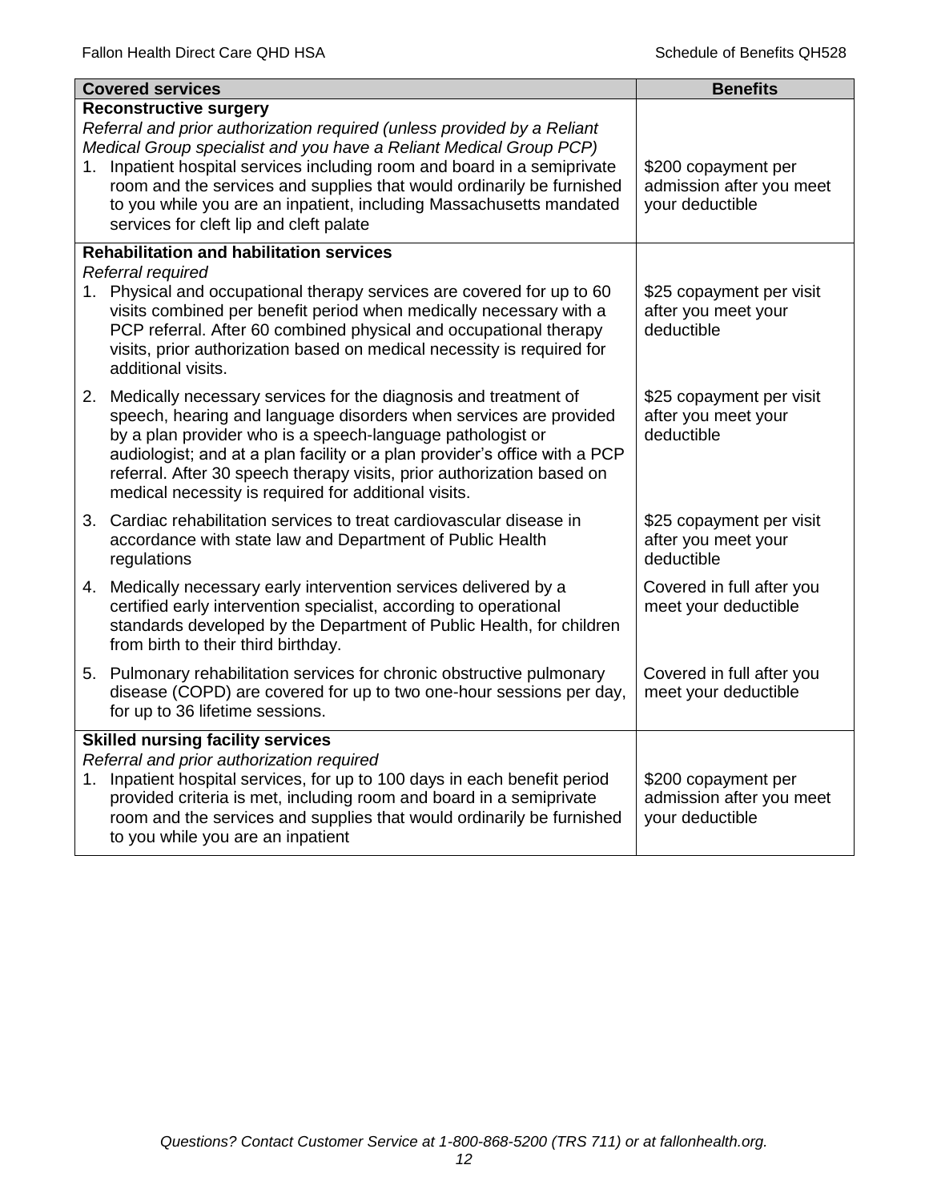| Covered services | Benefits |
| --- | --- |
| **Reconstructive surgery**<br>*Referral and prior authorization required (unless provided by a Reliant Medical Group specialist and you have a Reliant Medical Group PCP)* | |
| 1. Inpatient hospital services including room and board in a semiprivate room and the services and supplies that would ordinarily be furnished to you while you are an inpatient, including Massachusetts mandated services for cleft lip and cleft palate | $200 copayment per admission after you meet your deductible |
| **Rehabilitation and habilitation services**<br>*Referral required* | |
| 1. Physical and occupational therapy services are covered for up to 60 visits combined per benefit period when medically necessary with a PCP referral. After 60 combined physical and occupational therapy visits, prior authorization based on medical necessity is required for additional visits. | $25 copayment per visit after you meet your deductible |
| 2. Medically necessary services for the diagnosis and treatment of speech, hearing and language disorders when services are provided by a plan provider who is a speech-language pathologist or audiologist; and at a plan facility or a plan provider's office with a PCP referral. After 30 speech therapy visits, prior authorization based on medical necessity is required for additional visits. | $25 copayment per visit after you meet your deductible |
| 3. Cardiac rehabilitation services to treat cardiovascular disease in accordance with state law and Department of Public Health regulations | $25 copayment per visit after you meet your deductible |
| 4. Medically necessary early intervention services delivered by a certified early intervention specialist, according to operational standards developed by the Department of Public Health, for children from birth to their third birthday. | Covered in full after you meet your deductible |
| 5. Pulmonary rehabilitation services for chronic obstructive pulmonary disease (COPD) are covered for up to two one-hour sessions per day, for up to 36 lifetime sessions. | Covered in full after you meet your deductible |
| **Skilled nursing facility services**<br>*Referral and prior authorization required* | |
| 1. Inpatient hospital services, for up to 100 days in each benefit period provided criteria is met, including room and board in a semiprivate room and the services and supplies that would ordinarily be furnished to you while you are an inpatient | $200 copayment per admission after you meet your deductible |

*Questions? Contact Customer Service at 1-800-868-5200 (TRS 711) or at fallonhealth.org.*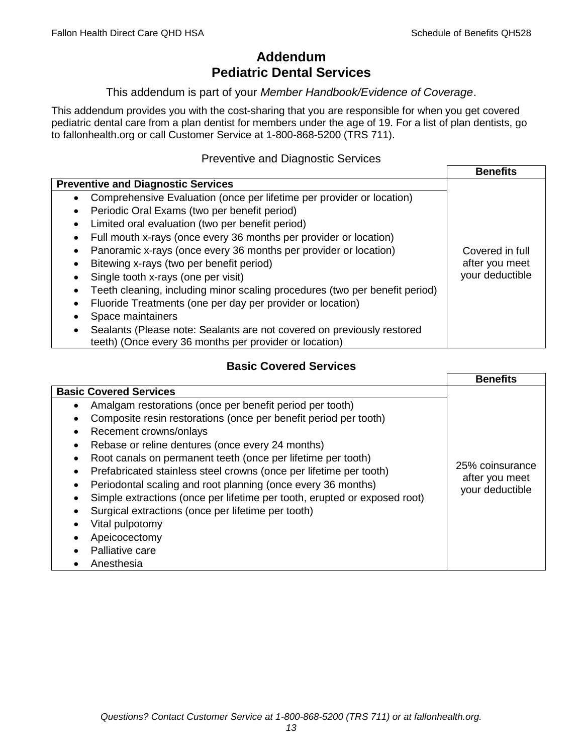# Addendum
# Pediatric Dental Services

This addendum is part of your *Member Handbook/Evidence of Coverage*.

This addendum provides you with the cost-sharing that you are responsible for when you get covered pediatric dental care from a plan dentist for members under the age of 19. For a list of plan dentists, go to fallonhealth.org or call Customer Service at 1-800-868-5200 (TRS 711).

## Preventive and Diagnostic Services

| | Benefits |
|---|---|
| **Preventive and Diagnostic Services** | |
| • Comprehensive Evaluation (once per lifetime per provider or location)<br>• Periodic Oral Exams (two per benefit period)<br>• Limited oral evaluation (two per benefit period)<br>• Full mouth x-rays (once every 36 months per provider or location)<br>• Panoramic x-rays (once every 36 months per provider or location)<br>• Bitewing x-rays (two per benefit period)<br>• Single tooth x-rays (one per visit)<br>• Teeth cleaning, including minor scaling procedures (two per benefit period)<br>• Fluoride Treatments (one per day per provider or location)<br>• Space maintainers<br>• Sealants (Please note: Sealants are not covered on previously restored teeth) (Once every 36 months per provider or location) | Covered in full after you meet your deductible |

## Basic Covered Services

| | Benefits |
|---|---|
| **Basic Covered Services** | |
| • Amalgam restorations (once per benefit period per tooth)<br>• Composite resin restorations (once per benefit period per tooth)<br>• Recement crowns/onlays<br>• Rebase or reline dentures (once every 24 months)<br>• Root canals on permanent teeth (once per lifetime per tooth)<br>• Prefabricated stainless steel crowns (once per lifetime per tooth)<br>• Periodontal scaling and root planning (once every 36 months)<br>• Simple extractions (once per lifetime per tooth, erupted or exposed root)<br>• Surgical extractions (once per lifetime per tooth)<br>• Vital pulpotomy<br>• Apeicocectomy<br>• Palliative care<br>• Anesthesia | 25% coinsurance after you meet your deductible |

*Questions? Contact Customer Service at 1-800-868-5200 (TRS 711) or at fallonhealth.org.*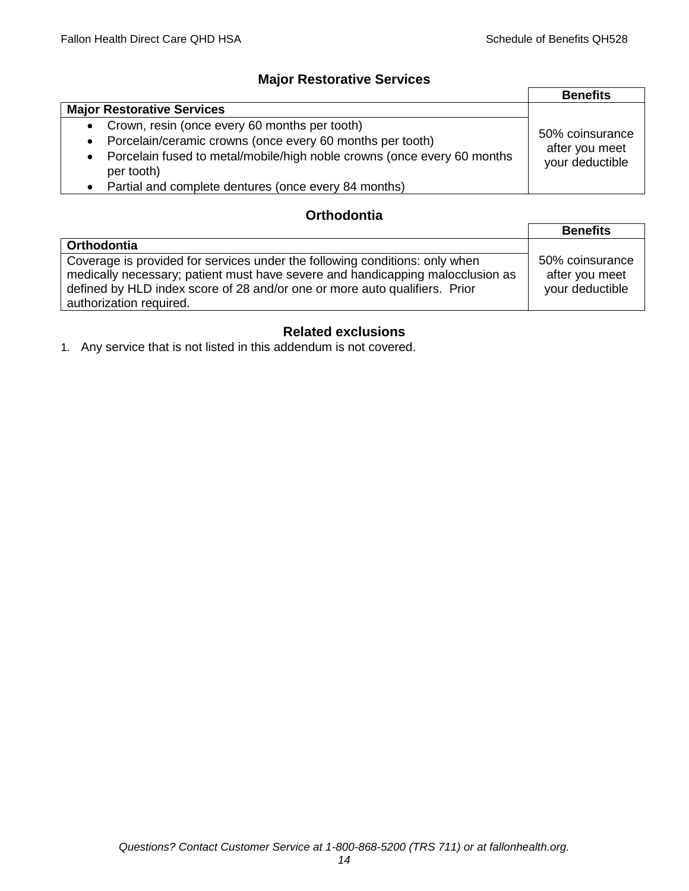## Major Restorative Services

| | Benefits |
|---|---|
| **Major Restorative Services** | |
| • Crown, resin (once every 60 months per tooth)<br>• Porcelain/ceramic crowns (once every 60 months per tooth)<br>• Porcelain fused to metal/mobile/high noble crowns (once every 60 months per tooth)<br>• Partial and complete dentures (once every 84 months) | 50% coinsurance after you meet your deductible |

## Orthodontia

| | Benefits |
|---|---|
| **Orthodontia** | |
| Coverage is provided for services under the following conditions: only when medically necessary; patient must have severe and handicapping malocclusion as defined by HLD index score of 28 and/or one or more auto qualifiers. Prior authorization required. | 50% coinsurance after you meet your deductible |

## Related exclusions

1. Any service that is not listed in this addendum is not covered.

*Questions? Contact Customer Service at 1-800-868-5200 (TRS 711) or at fallonhealth.org.*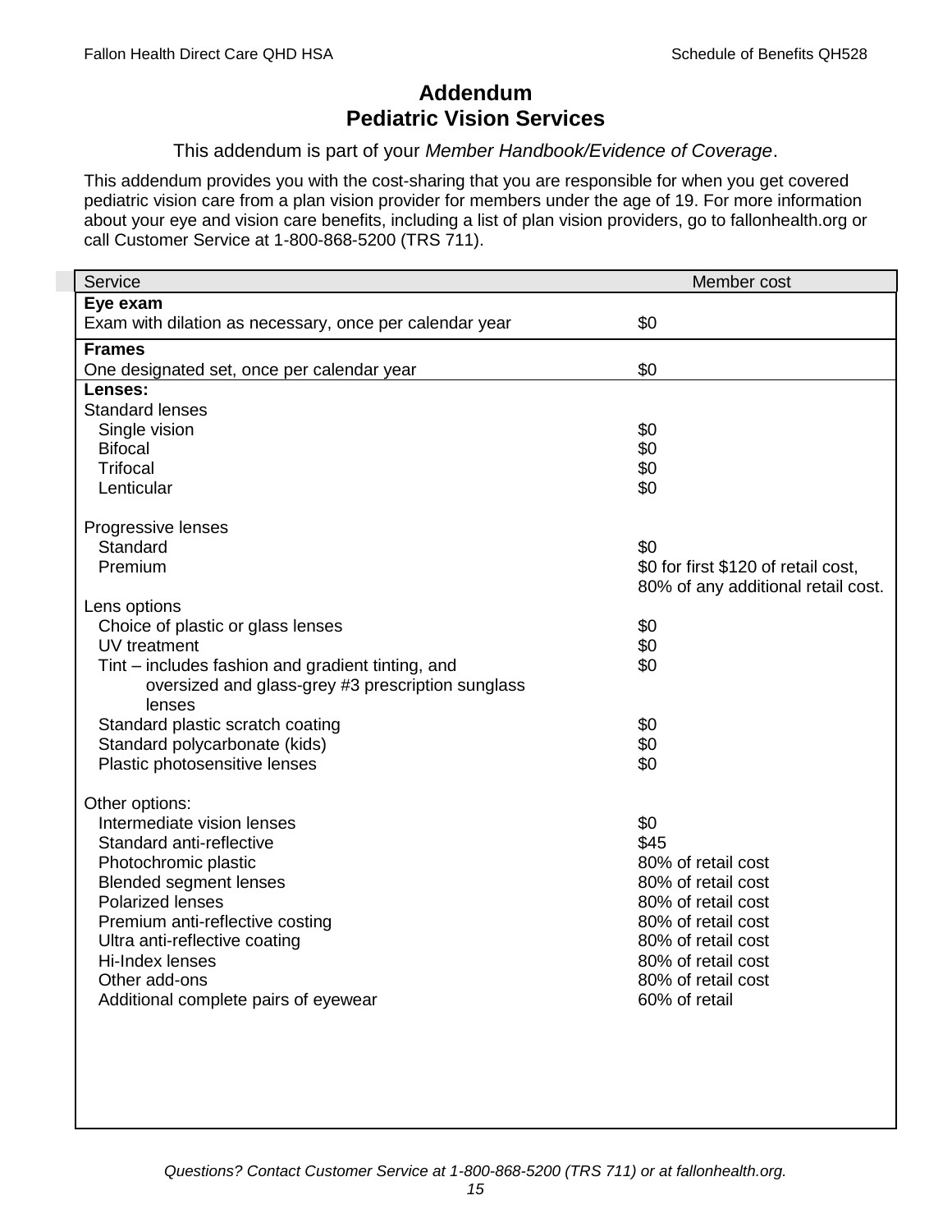# Addendum
# Pediatric Vision Services

This addendum is part of your *Member Handbook/Evidence of Coverage*.

This addendum provides you with the cost-sharing that you are responsible for when you get covered pediatric vision care from a plan vision provider for members under the age of 19. For more information about your eye and vision care benefits, including a list of plan vision providers, go to fallonhealth.org or call Customer Service at 1-800-868-5200 (TRS 711).

| Service | Member cost |
|---|---|
| **Eye exam** | |
| Exam with dilation as necessary, once per calendar year | $0 |
| **Frames** | |
| One designated set, once per calendar year | $0 |
| **Lenses:** | |
| Standard lenses | |
| Single vision | $0 |
| Bifocal | $0 |
| Trifocal | $0 |
| Lenticular | $0 |
| Progressive lenses | |
| Standard | $0 |
| Premium | $0 for first $120 of retail cost, 80% of any additional retail cost. |
| Lens options | |
| Choice of plastic or glass lenses | $0 |
| UV treatment | $0 |
| Tint – includes fashion and gradient tinting, and oversized and glass-grey #3 prescription sunglass lenses | $0 |
| Standard plastic scratch coating | $0 |
| Standard polycarbonate (kids) | $0 |
| Plastic photosensitive lenses | $0 |
| Other options: | |
| Intermediate vision lenses | $0 |
| Standard anti-reflective | $45 |
| Photochromic plastic | 80% of retail cost |
| Blended segment lenses | 80% of retail cost |
| Polarized lenses | 80% of retail cost |
| Premium anti-reflective costing | 80% of retail cost |
| Ultra anti-reflective coating | 80% of retail cost |
| Hi-Index lenses | 80% of retail cost |
| Other add-ons | 80% of retail cost |
| Additional complete pairs of eyewear | 60% of retail |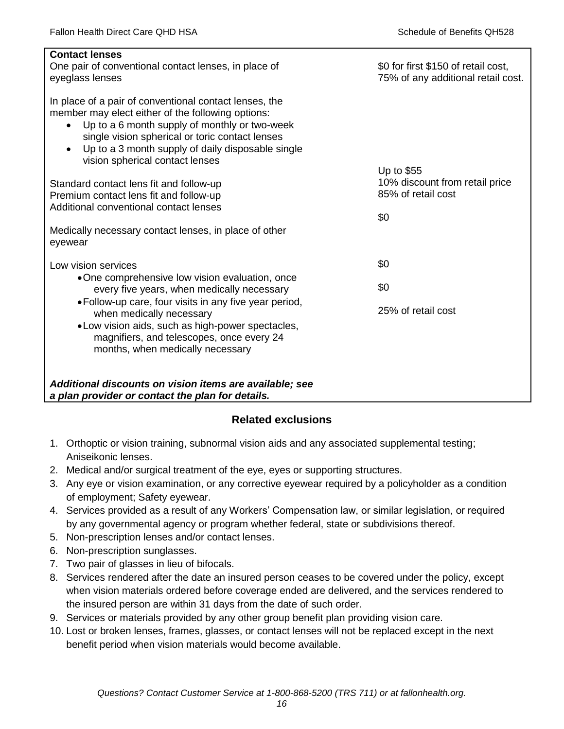| | |
|---|---|
| **Contact lenses**<br>One pair of conventional contact lenses, in place of eyeglass lenses | $0 for first $150 of retail cost, 75% of any additional retail cost. |
| In place of a pair of conventional contact lenses, the member may elect either of the following options:<br>• Up to a 6 month supply of monthly or two-week single vision spherical or toric contact lenses<br>• Up to a 3 month supply of daily disposable single vision spherical contact lenses | |
| Standard contact lens fit and follow-up | Up to $55 |
| Premium contact lens fit and follow-up | 10% discount from retail price |
| Additional conventional contact lenses | 85% of retail cost |
| Medically necessary contact lenses, in place of other eyewear | $0 |
| Low vision services<br>• One comprehensive low vision evaluation, once every five years, when medically necessary | $0 |
| • Follow-up care, four visits in any five year period, when medically necessary | $0 |
| • Low vision aids, such as high-power spectacles, magnifiers, and telescopes, once every 24 months, when medically necessary | 25% of retail cost |
| ***Additional discounts on vision items are available; see a plan provider or contact the plan for details.*** | |

## Related exclusions

1. Orthoptic or vision training, subnormal vision aids and any associated supplemental testing; Aniseikonic lenses.
2. Medical and/or surgical treatment of the eye, eyes or supporting structures.
3. Any eye or vision examination, or any corrective eyewear required by a policyholder as a condition of employment; Safety eyewear.
4. Services provided as a result of any Workers' Compensation law, or similar legislation, or required by any governmental agency or program whether federal, state or subdivisions thereof.
5. Non-prescription lenses and/or contact lenses.
6. Non-prescription sunglasses.
7. Two pair of glasses in lieu of bifocals.
8. Services rendered after the date an insured person ceases to be covered under the policy, except when vision materials ordered before coverage ended are delivered, and the services rendered to the insured person are within 31 days from the date of such order.
9. Services or materials provided by any other group benefit plan providing vision care.
10. Lost or broken lenses, frames, glasses, or contact lenses will not be replaced except in the next benefit period when vision materials would become available.

*Questions? Contact Customer Service at 1-800-868-5200 (TRS 711) or at fallonhealth.org.*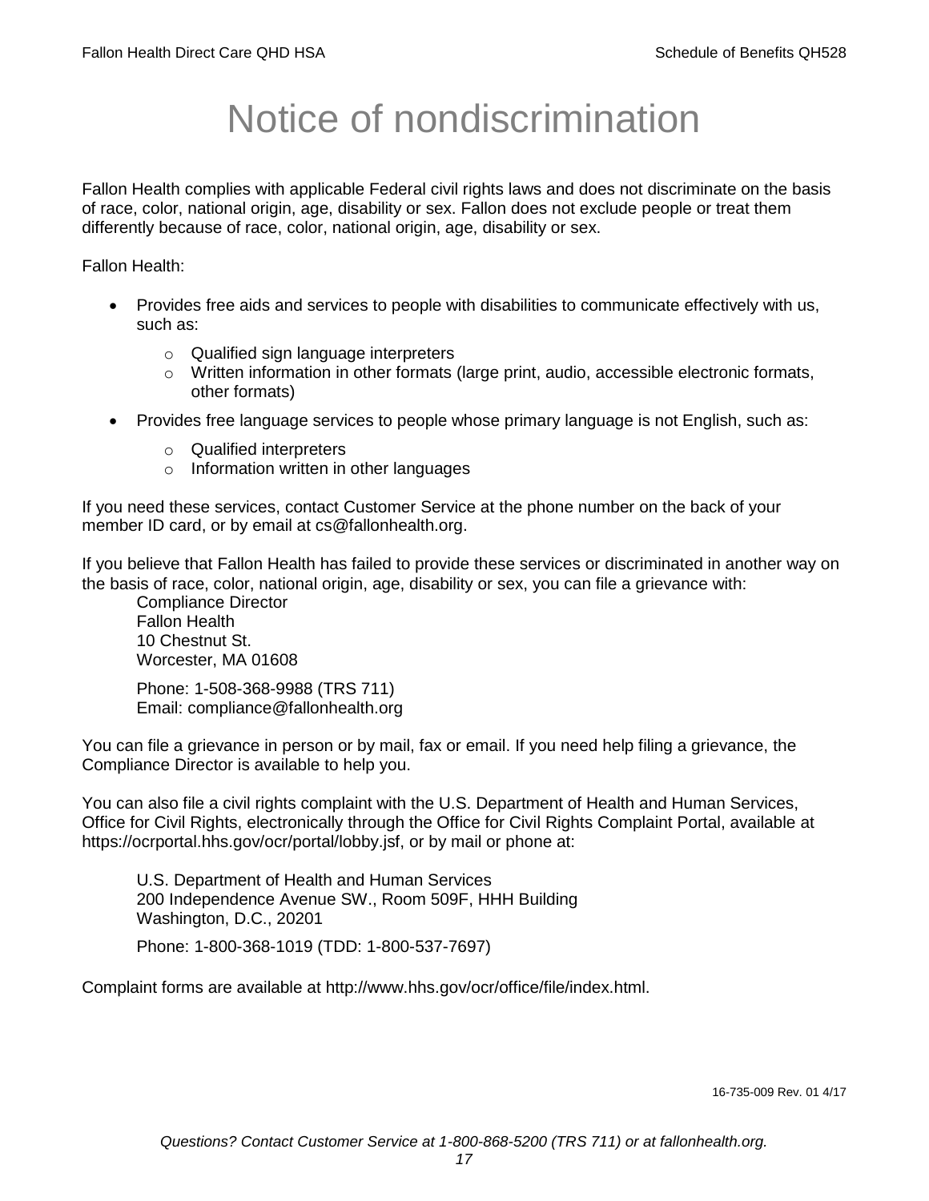# Notice of nondiscrimination

Fallon Health complies with applicable Federal civil rights laws and does not discriminate on the basis of race, color, national origin, age, disability or sex. Fallon does not exclude people or treat them differently because of race, color, national origin, age, disability or sex.

Fallon Health:

- Provides free aids and services to people with disabilities to communicate effectively with us, such as:
  - Qualified sign language interpreters
  - Written information in other formats (large print, audio, accessible electronic formats, other formats)
- Provides free language services to people whose primary language is not English, such as:
  - Qualified interpreters
  - Information written in other languages

If you need these services, contact Customer Service at the phone number on the back of your member ID card, or by email at cs@fallonhealth.org.

If you believe that Fallon Health has failed to provide these services or discriminated in another way on the basis of race, color, national origin, age, disability or sex, you can file a grievance with:

Compliance Director
Fallon Health
10 Chestnut St.
Worcester, MA 01608

Phone: 1-508-368-9988 (TRS 711)
Email: compliance@fallonhealth.org

You can file a grievance in person or by mail, fax or email. If you need help filing a grievance, the Compliance Director is available to help you.

You can also file a civil rights complaint with the U.S. Department of Health and Human Services, Office for Civil Rights, electronically through the Office for Civil Rights Complaint Portal, available at https://ocrportal.hhs.gov/ocr/portal/lobby.jsf, or by mail or phone at:

U.S. Department of Health and Human Services
200 Independence Avenue SW., Room 509F, HHH Building
Washington, D.C., 20201

Phone: 1-800-368-1019 (TDD: 1-800-537-7697)

Complaint forms are available at http://www.hhs.gov/ocr/office/file/index.html.

16-735-009 Rev. 01 4/17

*Questions? Contact Customer Service at 1-800-868-5200 (TRS 711) or at fallonhealth.org.*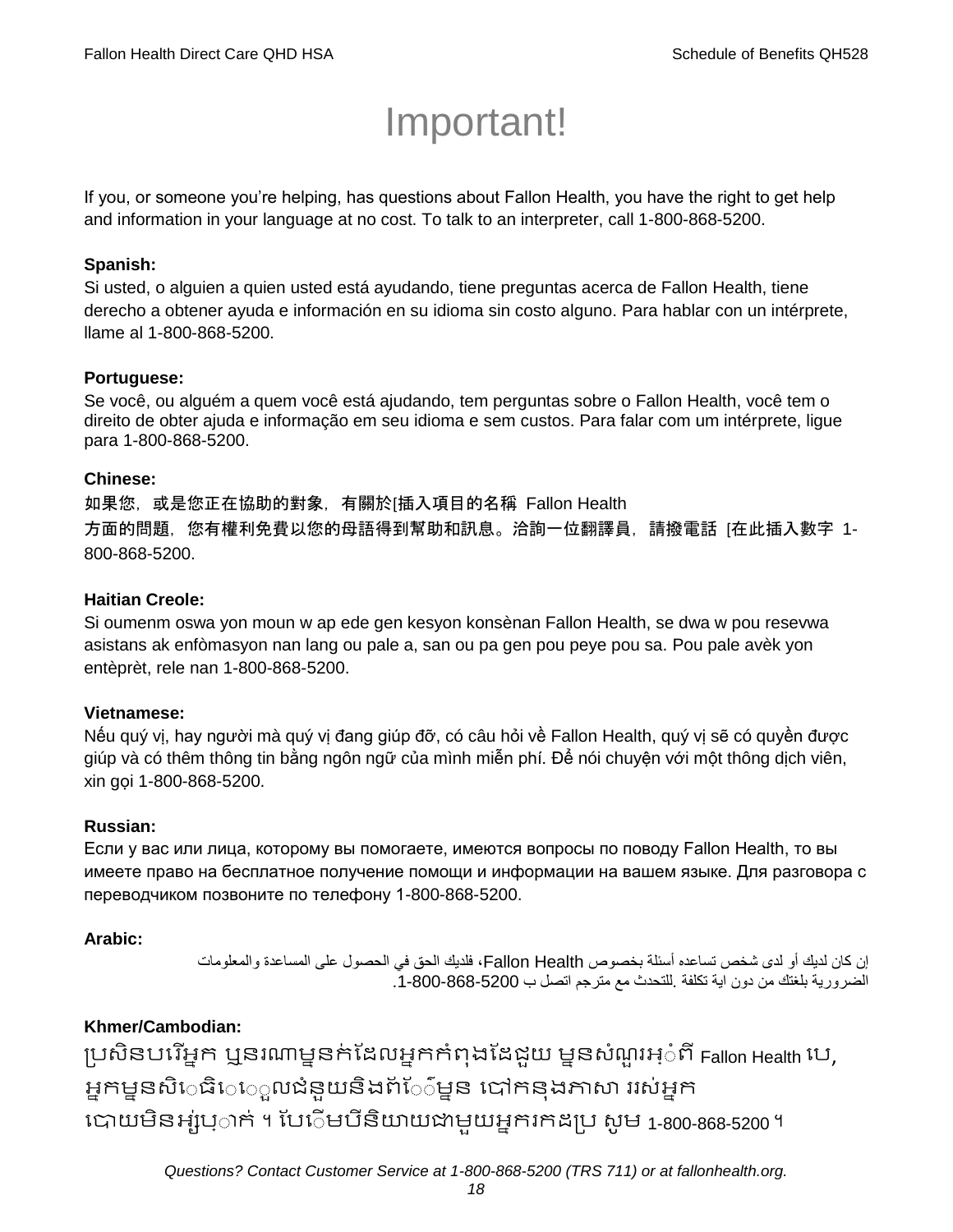# Important!

If you, or someone you're helping, has questions about Fallon Health, you have the right to get help and information in your language at no cost. To talk to an interpreter, call 1-800-868-5200.

**Spanish:**
Si usted, o alguien a quien usted está ayudando, tiene preguntas acerca de Fallon Health, tiene derecho a obtener ayuda e información en su idioma sin costo alguno. Para hablar con un intérprete, llame al 1-800-868-5200.

**Portuguese:**
Se você, ou alguém a quem você está ajudando, tem perguntas sobre o Fallon Health, você tem o direito de obter ajuda e informação em seu idioma e sem custos. Para falar com um intérprete, ligue para 1-800-868-5200.

**Chinese:**
如果您，或是您正在協助的對象，有關於[插入項目的名稱 Fallon Health 方面的問題，您有權利免費以您的母語得到幫助和訊息。洽詢一位翻譯員，請撥電話 [在此插入數字 1-800-868-5200.

**Haitian Creole:**
Si oumenm oswa yon moun w ap ede gen kesyon konsènan Fallon Health, se dwa w pou resevwa asistans ak enfòmasyon nan lang ou pale a, san ou pa gen pou peye pou sa. Pou pale avèk yon entèprèt, rele nan 1-800-868-5200.

**Vietnamese:**
Nếu quý vị, hay người mà quý vị đang giúp đỡ, có câu hỏi về Fallon Health, quý vị sẽ có quyền được giúp và có thêm thông tin bằng ngôn ngữ của mình miễn phí. Để nói chuyện với một thông dịch viên, xin gọi 1-800-868-5200.

**Russian:**
Если у вас или лица, которому вы помогаете, имеются вопросы по поводу Fallon Health, то вы имеете право на бесплатное получение помощи и информации на вашем языке. Для разговора с переводчиком позвоните по телефону 1-800-868-5200.

**Arabic:**
إن كان لديك أو لدى شخص تساعده أسئلة بخصوص Fallon Health، فلديك الحق في الحصول على المساعدة والمعلومات الضرورية بلغتك من دون اية تكلفة .للتحدث مع مترجم اتصل ب 1-800-868-5200.

**Khmer/Cambodian:**
ប្រសិនបរើអ្នក ឬនរណាម្នក់ដែលអ្នកកំពុងដែជួយ ម្នសំណួរអ្ំពី Fallon Health បេ, អ្នកម្នសិេធិេេួលជំនួយនិងព័េ៌ម្នន ជៅកនុងភាសា ររស់អ្នក ជោយមិនអ្ស់រុ្ាក់ ។ ដេ្ើមបីនិយាយជាមួយអ្នករកដប្រ សូម 1-800-868-5200 ។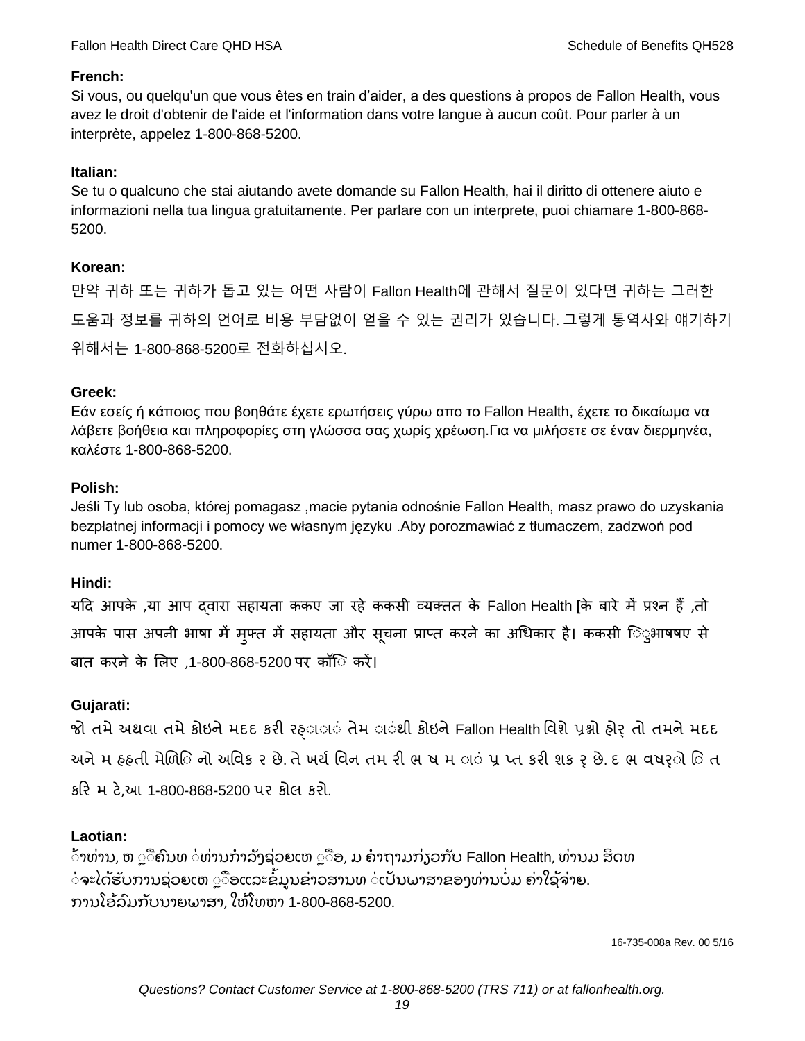**French:**
Si vous, ou quelqu'un que vous êtes en train d'aider, a des questions à propos de Fallon Health, vous avez le droit d'obtenir de l'aide et l'information dans votre langue à aucun coût. Pour parler à un interprète, appelez 1-800-868-5200.

**Italian:**
Se tu o qualcuno che stai aiutando avete domande su Fallon Health, hai il diritto di ottenere aiuto e informazioni nella tua lingua gratuitamente. Per parlare con un interprete, puoi chiamare 1-800-868-5200.

**Korean:**
만약 귀하 또는 귀하가 돕고 있는 어떤 사람이 Fallon Health에 관해서 질문이 있다면 귀하는 그러한 도움과 정보를 귀하의 언어로 비용 부담없이 얻을 수 있는 권리가 있습니다. 그렇게 통역사와 얘기하기 위해서는 1-800-868-5200로 전화하십시오.

**Greek:**
Εάν εσείς ή κάποιος που βοηθάτε έχετε ερωτήσεις γύρω απο το Fallon Health, έχετε το δικαίωμα να λάβετε βοήθεια και πληροφορίες στη γλώσσα σας χωρίς χρέωση.Για να μιλήσετε σε έναν διερμηνέα, καλέστε 1-800-868-5200.

**Polish:**
Jeśli Ty lub osoba, której pomagasz ,macie pytania odnośnie Fallon Health, masz prawo do uzyskania bezpłatnej informacji i pomocy we własnym języku .Aby porozmawiać z tłumaczem, zadzwoń pod numer 1-800-868-5200.

**Hindi:**
यदि आपके ,या आप द्वारा सहायता ककए जा रहे ककसी व्यक्तत के Fallon Health [के बारे में प्रश्न हैं ,तो आपके पास अपनी भाषा में मुफ्त में सहायता और सूचना प्राप्त करने का अधिकार है। ककसी िुभाषषए से बात करने के लिए ,1-800-868-5200 पर कॉि करें।

**Gujarati:**
જો તમે અથવા તમે કોઇને મદદ કરી રહ્ાાં તેમ ાંથી કોઇને Fallon Health વિશે પ્રશ્નો હોર્ તો તમને મદદ અને મ હહતી મેળિિ નો અવિક ર છે. તે ખર્ચ વિન તમ રી ભ ષ મ ાં પ્ર પ્ત કરી શક ર્ છે. દ ભ વષર્ ો િ ત કરિ મ ટે,આ 1-800-868-5200 પર કોલ કરો.

**Laotian:**
້າທ່ານ, ຫ ູືຄົນທ ່ທ່ານກໍາລັງຊ່ວຍເຫ ູືອ, ມ ຄໍາຖາມກ່ຽວກັບ Fallon Health, ທ່ານມ ສິດທ ່ຈະໄດ້ຮັບການຊ່ວຍເຫ ູືອແລະຂໍ້ມູນຂ່າວສານທ ່ເປັນພາສາຂອງທ່ານບໍ່ມ ຄ່າໃຊ້ຈ່າຍ. ການໂອ້ລົມກັບນາຍພາສາ, ໃຫ້ໂທຫາ 1-800-868-5200.

16-735-008a Rev. 00 5/16

*Questions? Contact Customer Service at 1-800-868-5200 (TRS 711) or at fallonhealth.org.*